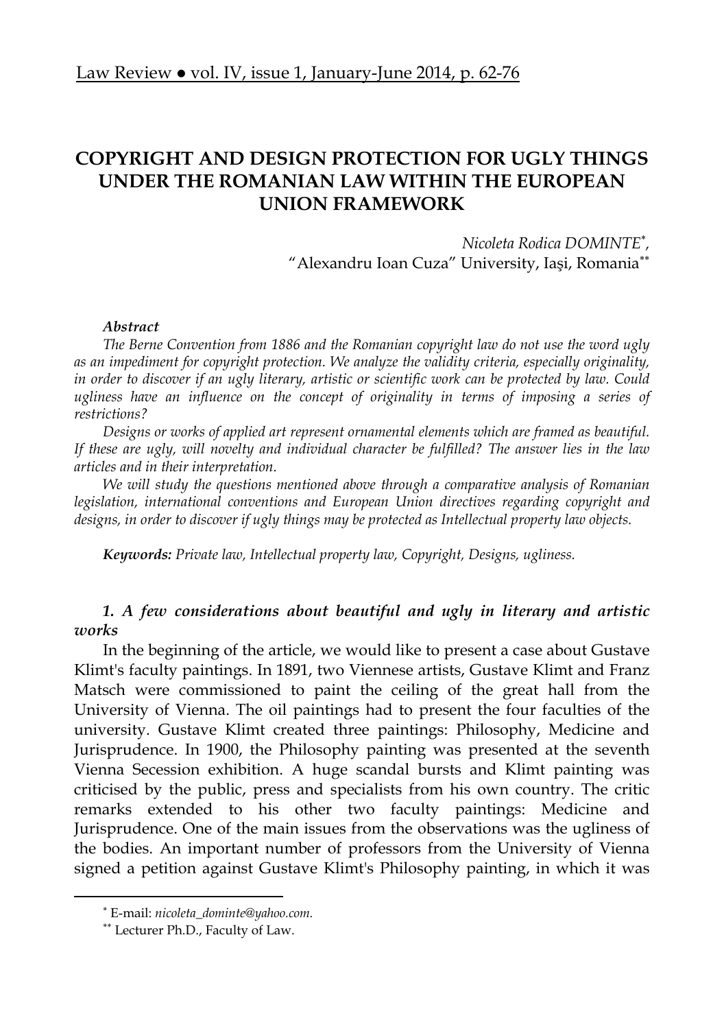# COPYRIGHT AND DESIGN PROTECTION FOR UGLY THINGS UNDER THE ROMANIAN LAW WITHIN THE EUROPEAN UNION FRAMEWORK

*Nicoleta Rodica DOMINTE*[*],
"Alexandru Ioan Cuza" University, Iaşi, Romania[**]

***Abstract***

*The Berne Convention from 1886 and the Romanian copyright law do not use the word ugly as an impediment for copyright protection. We analyze the validity criteria, especially originality, in order to discover if an ugly literary, artistic or scientific work can be protected by law. Could ugliness have an influence on the concept of originality in terms of imposing a series of restrictions?*

*Designs or works of applied art represent ornamental elements which are framed as beautiful. If these are ugly, will novelty and individual character be fulfilled? The answer lies in the law articles and in their interpretation.*

*We will study the questions mentioned above through a comparative analysis of Romanian legislation, international conventions and European Union directives regarding copyright and designs, in order to discover if ugly things may be protected as Intellectual property law objects.*

***Keywords:*** *Private law, Intellectual property law, Copyright, Designs, ugliness.*

## *1. A few considerations about beautiful and ugly in literary and artistic works*

In the beginning of the article, we would like to present a case about Gustave Klimt's faculty paintings. In 1891, two Viennese artists, Gustave Klimt and Franz Matsch were commissioned to paint the ceiling of the great hall from the University of Vienna. The oil paintings had to present the four faculties of the university. Gustave Klimt created three paintings: Philosophy, Medicine and Jurisprudence. In 1900, the Philosophy painting was presented at the seventh Vienna Secession exhibition. A huge scandal bursts and Klimt painting was criticised by the public, press and specialists from his own country. The critic remarks extended to his other two faculty paintings: Medicine and Jurisprudence. One of the main issues from the observations was the ugliness of the bodies. An important number of professors from the University of Vienna signed a petition against Gustave Klimt's Philosophy painting, in which it was

---

[*] E-mail: *nicoleta_dominte@yahoo.com.*

[**] Lecturer Ph.D., Faculty of Law.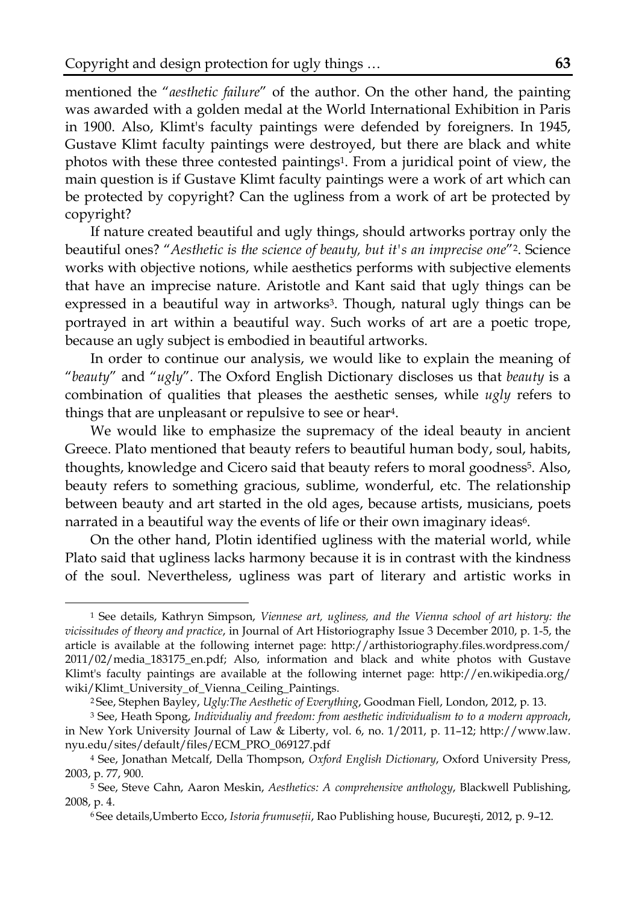mentioned the "*aesthetic failure*" of the author. On the other hand, the painting was awarded with a golden medal at the World International Exhibition in Paris in 1900. Also, Klimt's faculty paintings were defended by foreigners. In 1945, Gustave Klimt faculty paintings were destroyed, but there are black and white photos with these three contested paintings[1]. From a juridical point of view, the main question is if Gustave Klimt faculty paintings were a work of art which can be protected by copyright? Can the ugliness from a work of art be protected by copyright?

If nature created beautiful and ugly things, should artworks portray only the beautiful ones? "*Aesthetic is the science of beauty, but it's an imprecise one*"[2]. Science works with objective notions, while aesthetics performs with subjective elements that have an imprecise nature. Aristotle and Kant said that ugly things can be expressed in a beautiful way in artworks[3]. Though, natural ugly things can be portrayed in art within a beautiful way. Such works of art are a poetic trope, because an ugly subject is embodied in beautiful artworks.

In order to continue our analysis, we would like to explain the meaning of "*beauty*" and "*ugly*". The Oxford English Dictionary discloses us that *beauty* is a combination of qualities that pleases the aesthetic senses, while *ugly* refers to things that are unpleasant or repulsive to see or hear[4].

We would like to emphasize the supremacy of the ideal beauty in ancient Greece. Plato mentioned that beauty refers to beautiful human body, soul, habits, thoughts, knowledge and Cicero said that beauty refers to moral goodness[5]. Also, beauty refers to something gracious, sublime, wonderful, etc. The relationship between beauty and art started in the old ages, because artists, musicians, poets narrated in a beautiful way the events of life or their own imaginary ideas[6].

On the other hand, Plotin identified ugliness with the material world, while Plato said that ugliness lacks harmony because it is in contrast with the kindness of the soul. Nevertheless, ugliness was part of literary and artistic works in

---

[1] See details, Kathryn Simpson, *Viennese art, ugliness, and the Vienna school of art history: the vicissitudes of theory and practice*, in Journal of Art Historiography Issue 3 December 2010, p. 1-5, the article is available at the following internet page: http://arthistoriography.files.wordpress.com/2011/02/media_183175_en.pdf; Also, information and black and white photos with Gustave Klimt's faculty paintings are available at the following internet page: http://en.wikipedia.org/wiki/Klimt_University_of_Vienna_Ceiling_Paintings.

[2] See, Stephen Bayley, *Ugly:The Aesthetic of Everything*, Goodman Fiell, London, 2012, p. 13.

[3] See, Heath Spong, *Individualiy and freedom: from aesthetic individualism to to a modern approach*, in New York University Journal of Law & Liberty, vol. 6, no. 1/2011, p. 11–12; http://www.law.nyu.edu/sites/default/files/ECM_PRO_069127.pdf

[4] See, Jonathan Metcalf, Della Thompson, *Oxford English Dictionary*, Oxford University Press, 2003, p. 77, 900.

[5] See, Steve Cahn, Aaron Meskin, *Aesthetics: A comprehensive anthology*, Blackwell Publishing, 2008, p. 4.

[6] See details,Umberto Ecco, *Istoria frumuseții*, Rao Publishing house, Bucureşti, 2012, p. 9–12.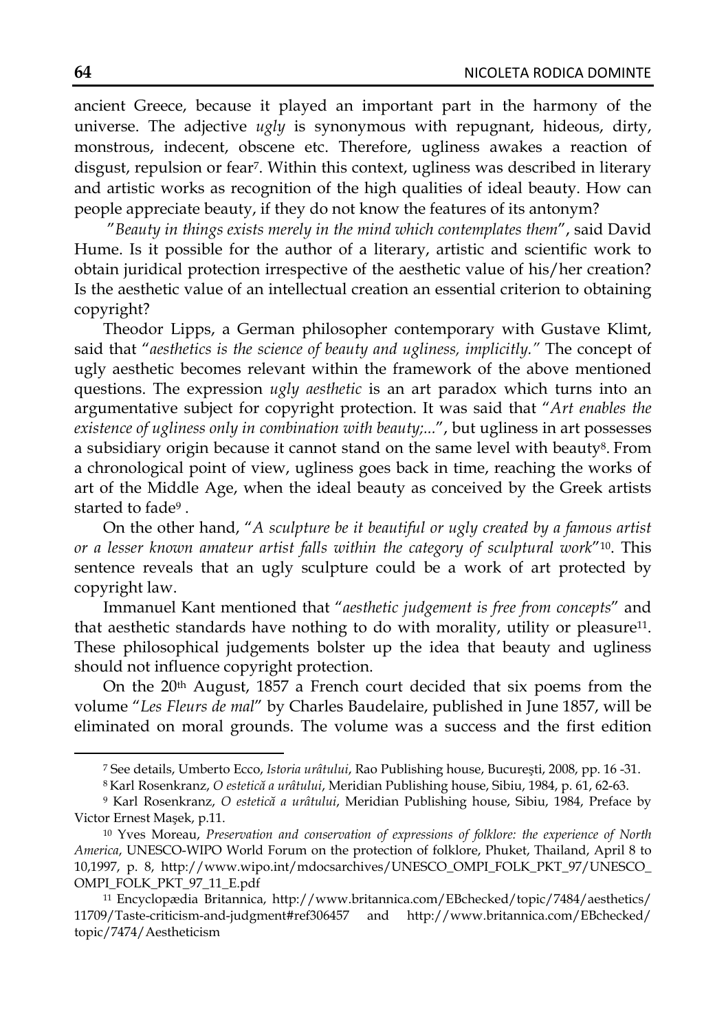ancient Greece, because it played an important part in the harmony of the universe. The adjective *ugly* is synonymous with repugnant, hideous, dirty, monstrous, indecent, obscene etc. Therefore, ugliness awakes a reaction of disgust, repulsion or fear[7]. Within this context, ugliness was described in literary and artistic works as recognition of the high qualities of ideal beauty. How can people appreciate beauty, if they do not know the features of its antonym?

"*Beauty in things exists merely in the mind which contemplates them*", said David Hume. Is it possible for the author of a literary, artistic and scientific work to obtain juridical protection irrespective of the aesthetic value of his/her creation? Is the aesthetic value of an intellectual creation an essential criterion to obtaining copyright?

Theodor Lipps, a German philosopher contemporary with Gustave Klimt, said that "*aesthetics is the science of beauty and ugliness, implicitly.*" The concept of ugly aesthetic becomes relevant within the framework of the above mentioned questions. The expression *ugly aesthetic* is an art paradox which turns into an argumentative subject for copyright protection. It was said that "*Art enables the existence of ugliness only in combination with beauty;...*", but ugliness in art possesses a subsidiary origin because it cannot stand on the same level with beauty[8]. From a chronological point of view, ugliness goes back in time, reaching the works of art of the Middle Age, when the ideal beauty as conceived by the Greek artists started to fade[9] .

On the other hand, "*A sculpture be it beautiful or ugly created by a famous artist or a lesser known amateur artist falls within the category of sculptural work*"[10]. This sentence reveals that an ugly sculpture could be a work of art protected by copyright law.

Immanuel Kant mentioned that "*aesthetic judgement is free from concepts*" and that aesthetic standards have nothing to do with morality, utility or pleasure[11]. These philosophical judgements bolster up the idea that beauty and ugliness should not influence copyright protection.

On the 20th August, 1857 a French court decided that six poems from the volume "*Les Fleurs de mal*" by Charles Baudelaire, published in June 1857, will be eliminated on moral grounds. The volume was a success and the first edition

---

[7] See details, Umberto Ecco, *Istoria urâtului*, Rao Publishing house, Bucureşti, 2008, pp. 16 -31.

[8] Karl Rosenkranz, *O estetică a urâtului*, Meridian Publishing house, Sibiu, 1984, p. 61, 62-63.

[9] Karl Rosenkranz, *O estetică a urâtului*, Meridian Publishing house, Sibiu, 1984, Preface by Victor Ernest Maşek, p.11.

[10] Yves Moreau, *Preservation and conservation of expressions of folklore: the experience of North America*, UNESCO-WIPO World Forum on the protection of folklore, Phuket, Thailand, April 8 to 10,1997, p. 8, http://www.wipo.int/mdocsarchives/UNESCO_OMPI_FOLK_PKT_97/UNESCO_OMPI_FOLK_PKT_97_11_E.pdf

[11] Encyclopædia Britannica, http://www.britannica.com/EBchecked/topic/7484/aesthetics/11709/Taste-criticism-and-judgment#ref306457 and http://www.britannica.com/EBchecked/topic/7474/Aestheticism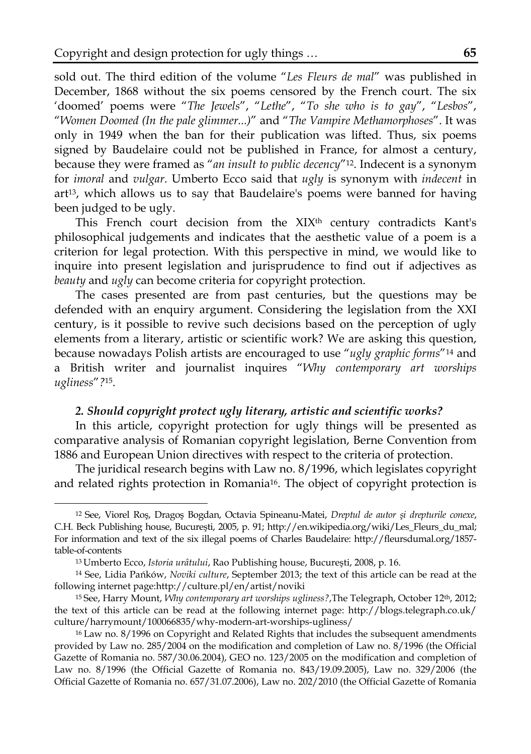sold out. The third edition of the volume "*Les Fleurs de mal*" was published in December, 1868 without the six poems censored by the French court. The six 'doomed' poems were "*The Jewels*", "*Lethe*", "*To she who is to gay*", "*Lesbos*", "*Women Doomed (In the pale glimmer...)*" and "*The Vampire Methamorphoses*". It was only in 1949 when the ban for their publication was lifted. Thus, six poems signed by Baudelaire could not be published in France, for almost a century, because they were framed as "*an insult to public decency*"[12]. Indecent is a synonym for *imoral* and *vulgar*. Umberto Ecco said that *ugly* is synonym with *indecent* in art[13], which allows us to say that Baudelaire's poems were banned for having been judged to be ugly.

This French court decision from the XIX[th] century contradicts Kant's philosophical judgements and indicates that the aesthetic value of a poem is a criterion for legal protection. With this perspective in mind, we would like to inquire into present legislation and jurisprudence to find out if adjectives as *beauty* and *ugly* can become criteria for copyright protection.

The cases presented are from past centuries, but the questions may be defended with an enquiry argument. Considering the legislation from the XXI century, is it possible to revive such decisions based on the perception of ugly elements from a literary, artistic or scientific work? We are asking this question, because nowadays Polish artists are encouraged to use "*ugly graphic forms*"[14] and a British writer and journalist inquires "*Why contemporary art worships ugliness*"*?*[15].

### *2. Should copyright protect ugly literary, artistic and scientific works?*

In this article, copyright protection for ugly things will be presented as comparative analysis of Romanian copyright legislation, Berne Convention from 1886 and European Union directives with respect to the criteria of protection.

The juridical research begins with Law no. 8/1996, which legislates copyright and related rights protection in Romania[16]. The object of copyright protection is

---

[12] See, Viorel Roş, Dragoş Bogdan, Octavia Spineanu-Matei, *Dreptul de autor şi drepturile conexe*, C.H. Beck Publishing house, Bucureşti, 2005, p. 91; http://en.wikipedia.org/wiki/Les_Fleurs_du_mal; For information and text of the six illegal poems of Charles Baudelaire: http://fleursdumal.org/1857-table-of-contents

[13] Umberto Ecco, *Istoria urâtului*, Rao Publishing house, Bucureşti, 2008, p. 16.

[14] See, Lidia Pańków, *Noviki culture*, September 2013; the text of this article can be read at the following internet page:http://culture.pl/en/artist/noviki

[15] See, Harry Mount, *Why contemporary art worships ugliness?*,The Telegraph, October 12[th], 2012; the text of this article can be read at the following internet page: http://blogs.telegraph.co.uk/culture/harrymount/100066835/why-modern-art-worships-ugliness/

[16] Law no. 8/1996 on Copyright and Related Rights that includes the subsequent amendments provided by Law no. 285/2004 on the modification and completion of Law no. 8/1996 (the Official Gazette of Romania no. 587/30.06.2004), GEO no. 123/2005 on the modification and completion of Law no. 8/1996 (the Official Gazette of Romania no. 843/19.09.2005), Law no. 329/2006 (the Official Gazette of Romania no. 657/31.07.2006), Law no. 202/2010 (the Official Gazette of Romania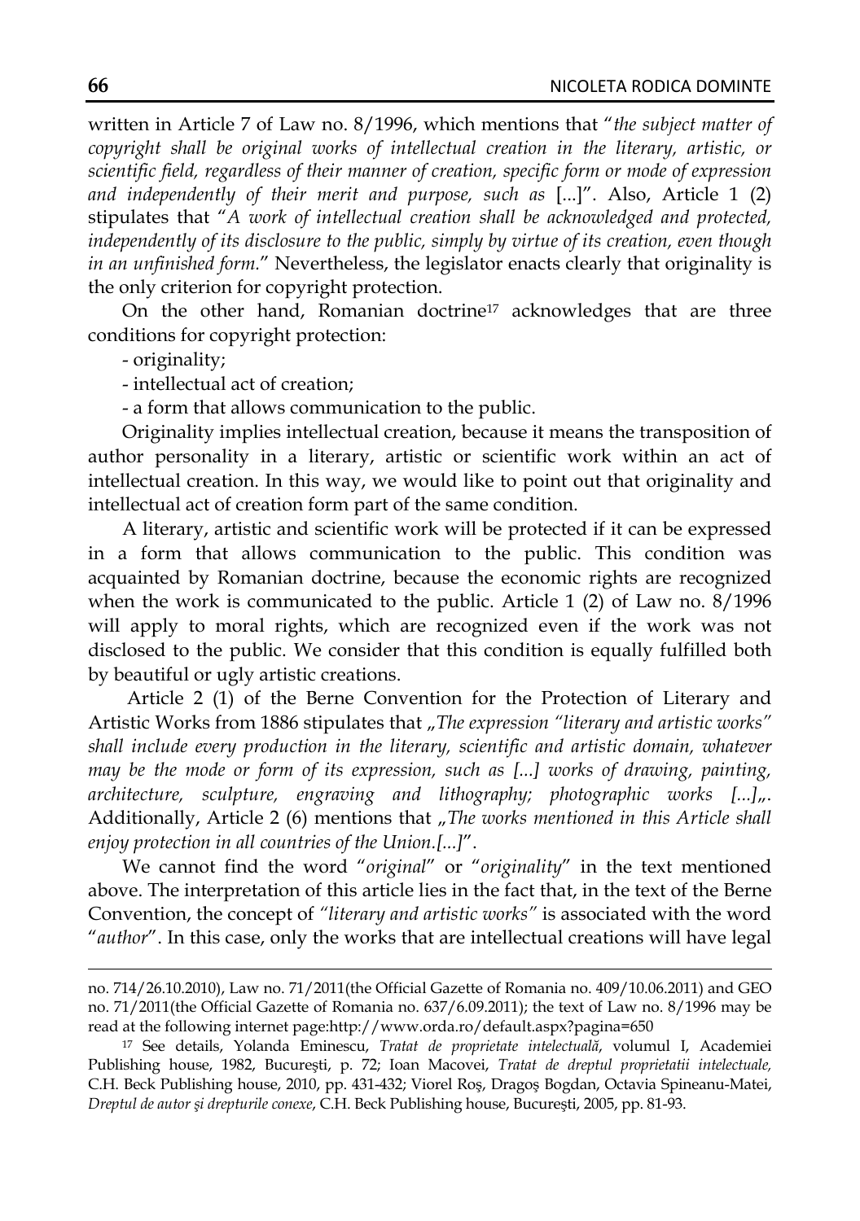written in Article 7 of Law no. 8/1996, which mentions that "*the subject matter of copyright shall be original works of intellectual creation in the literary, artistic, or scientific field, regardless of their manner of creation, specific form or mode of expression and independently of their merit and purpose, such as* [...]". Also, Article 1 (2) stipulates that "*A work of intellectual creation shall be acknowledged and protected, independently of its disclosure to the public, simply by virtue of its creation, even though in an unfinished form.*" Nevertheless, the legislator enacts clearly that originality is the only criterion for copyright protection.

On the other hand, Romanian doctrine[17] acknowledges that are three conditions for copyright protection:

- originality;
- intellectual act of creation;
- a form that allows communication to the public.

Originality implies intellectual creation, because it means the transposition of author personality in a literary, artistic or scientific work within an act of intellectual creation. In this way, we would like to point out that originality and intellectual act of creation form part of the same condition.

A literary, artistic and scientific work will be protected if it can be expressed in a form that allows communication to the public. This condition was acquainted by Romanian doctrine, because the economic rights are recognized when the work is communicated to the public. Article 1 (2) of Law no. 8/1996 will apply to moral rights, which are recognized even if the work was not disclosed to the public. We consider that this condition is equally fulfilled both by beautiful or ugly artistic creations.

Article 2 (1) of the Berne Convention for the Protection of Literary and Artistic Works from 1886 stipulates that „*The expression "literary and artistic works" shall include every production in the literary, scientific and artistic domain, whatever may be the mode or form of its expression, such as [...] works of drawing, painting, architecture, sculpture, engraving and lithography; photographic works [...]*„. Additionally, Article 2 (6) mentions that „*The works mentioned in this Article shall enjoy protection in all countries of the Union.[...]*".

We cannot find the word "*original*" or "*originality*" in the text mentioned above. The interpretation of this article lies in the fact that, in the text of the Berne Convention, the concept of *"literary and artistic works"* is associated with the word "*author*". In this case, only the works that are intellectual creations will have legal

---

no. 714/26.10.2010), Law no. 71/2011(the Official Gazette of Romania no. 409/10.06.2011) and GEO no. 71/2011(the Official Gazette of Romania no. 637/6.09.2011); the text of Law no. 8/1996 may be read at the following internet page:http://www.orda.ro/default.aspx?pagina=650

[17] See details, Yolanda Eminescu, *Tratat de proprietate intelectuală*, volumul I, Academiei Publishing house, 1982, Bucureşti, p. 72; Ioan Macovei, *Tratat de dreptul proprietatii intelectuale,* C.H. Beck Publishing house, 2010, pp. 431-432; Viorel Roş, Dragoş Bogdan, Octavia Spineanu-Matei, *Dreptul de autor şi drepturile conexe*, C.H. Beck Publishing house, Bucureşti, 2005, pp. 81-93.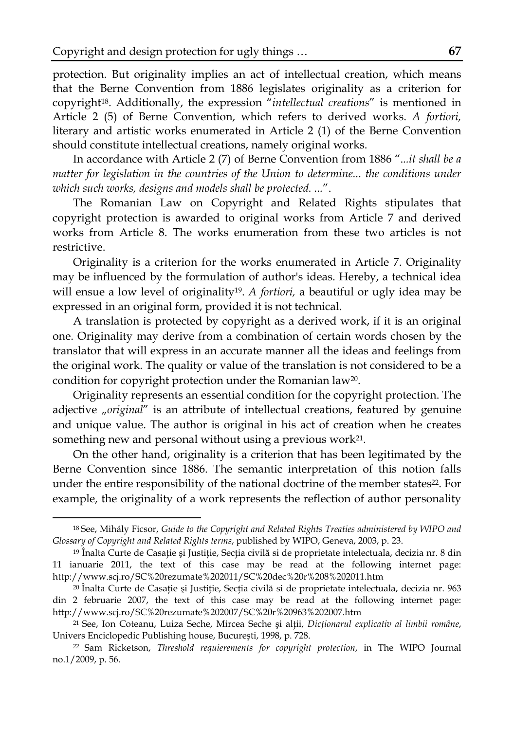protection. But originality implies an act of intellectual creation, which means that the Berne Convention from 1886 legislates originality as a criterion for copyright[18]. Additionally, the expression "*intellectual creations*" is mentioned in Article 2 (5) of Berne Convention, which refers to derived works. *A fortiori,* literary and artistic works enumerated in Article 2 (1) of the Berne Convention should constitute intellectual creations, namely original works.

In accordance with Article 2 (7) of Berne Convention from 1886 "*...it shall be a matter for legislation in the countries of the Union to determine... the conditions under which such works, designs and models shall be protected. ...*".

The Romanian Law on Copyright and Related Rights stipulates that copyright protection is awarded to original works from Article 7 and derived works from Article 8. The works enumeration from these two articles is not restrictive.

Originality is a criterion for the works enumerated in Article 7. Originality may be influenced by the formulation of author's ideas. Hereby, a technical idea will ensue a low level of originality[19]. *A fortiori,* a beautiful or ugly idea may be expressed in an original form, provided it is not technical.

A translation is protected by copyright as a derived work, if it is an original one. Originality may derive from a combination of certain words chosen by the translator that will express in an accurate manner all the ideas and feelings from the original work. The quality or value of the translation is not considered to be a condition for copyright protection under the Romanian law[20].

Originality represents an essential condition for the copyright protection. The adjective „*original*" is an attribute of intellectual creations, featured by genuine and unique value. The author is original in his act of creation when he creates something new and personal without using a previous work[21].

On the other hand, originality is a criterion that has been legitimated by the Berne Convention since 1886. The semantic interpretation of this notion falls under the entire responsibility of the national doctrine of the member states[22]. For example, the originality of a work represents the reflection of author personality

---

[18] See, Mihály Ficsor, *Guide to the Copyright and Related Rights Treaties administered by WIPO and Glossary of Copyright and Related Rights terms*, published by WIPO, Geneva, 2003, p. 23.

[19] Înalta Curte de Casație și Justiție, Secția civilă si de proprietate intelectuala, decizia nr. 8 din 11 ianuarie 2011, the text of this case may be read at the following internet page: http://www.scj.ro/SC%20rezumate%202011/SC%20dec%20r%208%202011.htm

[20] Înalta Curte de Casație și Justiție, Secția civilă si de proprietate intelectuala, decizia nr. 963 din 2 februarie 2007, the text of this case may be read at the following internet page: http://www.scj.ro/SC%20rezumate%202007/SC%20r%20963%202007.htm

[21] See, Ion Coteanu, Luiza Seche, Mircea Seche şi alții, *Dicționarul explicativ al limbii române*, Univers Enciclopedic Publishing house, Bucureşti, 1998, p. 728.

[22] Sam Ricketson, *Threshold requierements for copyright protection*, in The WIPO Journal no.1/2009, p. 56.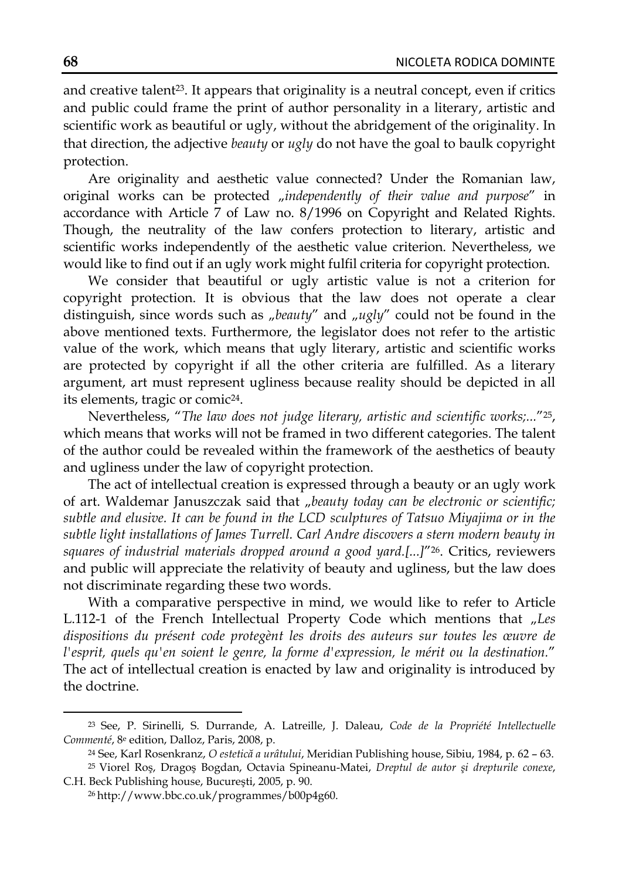and creative talent[23]. It appears that originality is a neutral concept, even if critics and public could frame the print of author personality in a literary, artistic and scientific work as beautiful or ugly, without the abridgement of the originality. In that direction, the adjective *beauty* or *ugly* do not have the goal to baulk copyright protection.

Are originality and aesthetic value connected? Under the Romanian law, original works can be protected „*independently of their value and purpose*" in accordance with Article 7 of Law no. 8/1996 on Copyright and Related Rights. Though, the neutrality of the law confers protection to literary, artistic and scientific works independently of the aesthetic value criterion. Nevertheless, we would like to find out if an ugly work might fulfil criteria for copyright protection.

We consider that beautiful or ugly artistic value is not a criterion for copyright protection. It is obvious that the law does not operate a clear distinguish, since words such as „*beauty*" and „*ugly*" could not be found in the above mentioned texts. Furthermore, the legislator does not refer to the artistic value of the work, which means that ugly literary, artistic and scientific works are protected by copyright if all the other criteria are fulfilled. As a literary argument, art must represent ugliness because reality should be depicted in all its elements, tragic or comic[24].

Nevertheless, "*The law does not judge literary, artistic and scientific works;...*"[25], which means that works will not be framed in two different categories. The talent of the author could be revealed within the framework of the aesthetics of beauty and ugliness under the law of copyright protection.

The act of intellectual creation is expressed through a beauty or an ugly work of art. Waldemar Januszczak said that „*beauty today can be electronic or scientific; subtle and elusive. It can be found in the LCD sculptures of Tatsuo Miyajima or in the subtle light installations of James Turrell. Carl Andre discovers a stern modern beauty in squares of industrial materials dropped around a good yard.[...]*"[26]. Critics, reviewers and public will appreciate the relativity of beauty and ugliness, but the law does not discriminate regarding these two words.

With a comparative perspective in mind, we would like to refer to Article L.112-1 of the French Intellectual Property Code which mentions that „*Les dispositions du présent code protegènt les droits des auteurs sur toutes les œuvre de l'esprit, quels qu'en soient le genre, la forme d'expression, le mérit ou la destination.*" The act of intellectual creation is enacted by law and originality is introduced by the doctrine.

---

[23] See, P. Sirinelli, S. Durrande, A. Latreille, J. Daleau, *Code de la Propriété Intellectuelle Commenté*, 8e edition, Dalloz, Paris, 2008, p.

[24] See, Karl Rosenkranz, *O estetică a urâtului*, Meridian Publishing house, Sibiu, 1984, p. 62 – 63.

[25] Viorel Roş, Dragoş Bogdan, Octavia Spineanu-Matei, *Dreptul de autor şi drepturile conexe*, C.H. Beck Publishing house, Bucureşti, 2005, p. 90.

[26] http://www.bbc.co.uk/programmes/b00p4g60.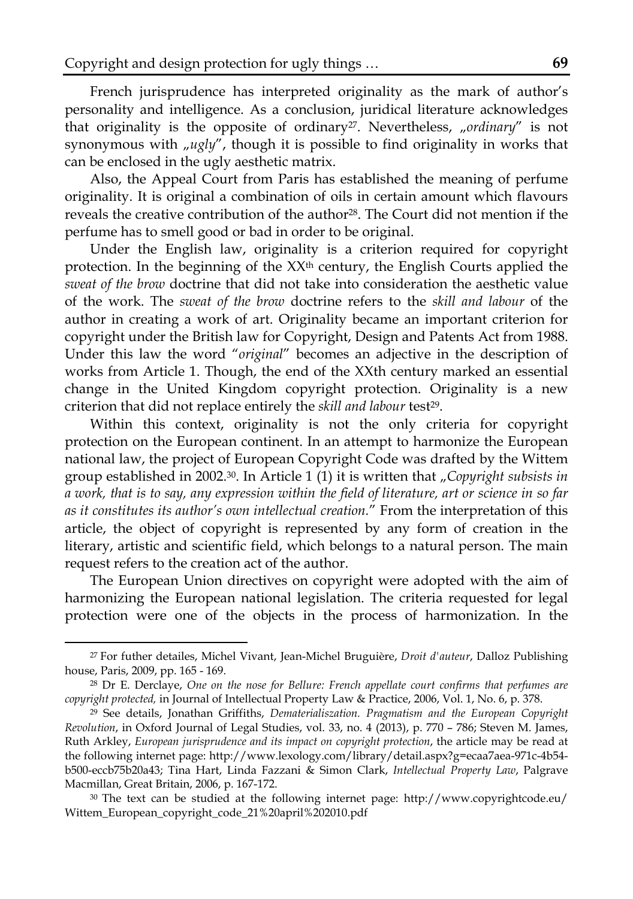French jurisprudence has interpreted originality as the mark of author's personality and intelligence. As a conclusion, juridical literature acknowledges that originality is the opposite of ordinary[27]. Nevertheless, „*ordinary*" is not synonymous with „*ugly*", though it is possible to find originality in works that can be enclosed in the ugly aesthetic matrix.

Also, the Appeal Court from Paris has established the meaning of perfume originality. It is original a combination of oils in certain amount which flavours reveals the creative contribution of the author[28]. The Court did not mention if the perfume has to smell good or bad in order to be original.

Under the English law, originality is a criterion required for copyright protection. In the beginning of the XX[th] century, the English Courts applied the *sweat of the brow* doctrine that did not take into consideration the aesthetic value of the work. The *sweat of the brow* doctrine refers to the *skill and labour* of the author in creating a work of art. Originality became an important criterion for copyright under the British law for Copyright, Design and Patents Act from 1988. Under this law the word "*original*" becomes an adjective in the description of works from Article 1. Though, the end of the XXth century marked an essential change in the United Kingdom copyright protection. Originality is a new criterion that did not replace entirely the *skill and labour* test[29].

Within this context, originality is not the only criteria for copyright protection on the European continent. In an attempt to harmonize the European national law, the project of European Copyright Code was drafted by the Wittem group established in 2002.[30]. In Article 1 (1) it is written that „*Copyright subsists in a work, that is to say, any expression within the field of literature, art or science in so far as it constitutes its author's own intellectual creation.*" From the interpretation of this article, the object of copyright is represented by any form of creation in the literary, artistic and scientific field, which belongs to a natural person. The main request refers to the creation act of the author.

The European Union directives on copyright were adopted with the aim of harmonizing the European national legislation. The criteria requested for legal protection were one of the objects in the process of harmonization. In the

---

[27] For futher detailes, Michel Vivant, Jean-Michel Bruguière, *Droit d'auteur*, Dalloz Publishing house, Paris, 2009, pp. 165 - 169.

[28] Dr E. Derclaye, *One on the nose for Bellure: French appellate court confirms that perfumes are copyright protected,* in Journal of Intellectual Property Law & Practice, 2006, Vol. 1, No. 6, p. 378.

[29] See details, Jonathan Griffiths, *Dematerialiszation. Pragmatism and the European Copyright Revolution*, in Oxford Journal of Legal Studies, vol. 33, no. 4 (2013), p. 770 – 786; Steven M. James, Ruth Arkley, *European jurisprudence and its impact on copyright protection*, the article may be read at the following internet page: http://www.lexology.com/library/detail.aspx?g=ecaa7aea-971c-4b54-b500-eccb75b20a43; Tina Hart, Linda Fazzani & Simon Clark, *Intellectual Property Law*, Palgrave Macmillan, Great Britain, 2006, p. 167-172.

[30] The text can be studied at the following internet page: http://www.copyrightcode.eu/Wittem_European_copyright_code_21%20april%202010.pdf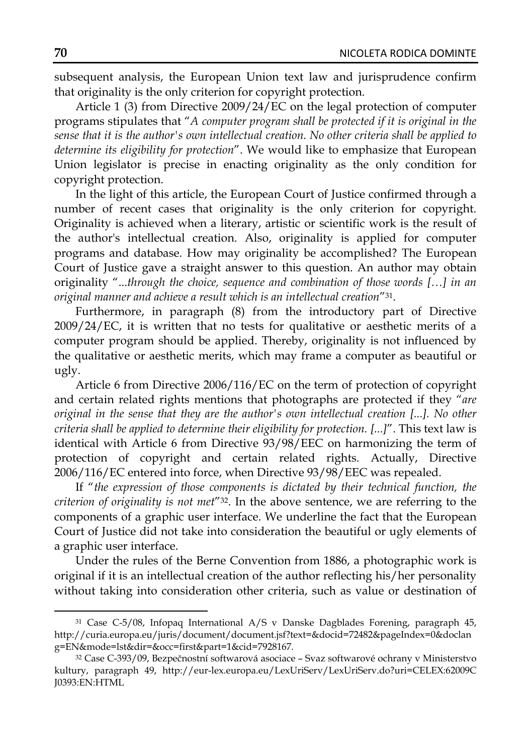subsequent analysis, the European Union text law and jurisprudence confirm that originality is the only criterion for copyright protection.

Article 1 (3) from Directive 2009/24/EC on the legal protection of computer programs stipulates that "*A computer program shall be protected if it is original in the sense that it is the author's own intellectual creation. No other criteria shall be applied to determine its eligibility for protection*". We would like to emphasize that European Union legislator is precise in enacting originality as the only condition for copyright protection.

In the light of this article, the European Court of Justice confirmed through a number of recent cases that originality is the only criterion for copyright. Originality is achieved when a literary, artistic or scientific work is the result of the author's intellectual creation. Also, originality is applied for computer programs and database. How may originality be accomplished? The European Court of Justice gave a straight answer to this question. An author may obtain originality "*...through the choice, sequence and combination of those words […] in an original manner and achieve a result which is an intellectual creation*"[31].

Furthermore, in paragraph (8) from the introductory part of Directive 2009/24/EC, it is written that no tests for qualitative or aesthetic merits of a computer program should be applied. Thereby, originality is not influenced by the qualitative or aesthetic merits, which may frame a computer as beautiful or ugly.

Article 6 from Directive 2006/116/EC on the term of protection of copyright and certain related rights mentions that photographs are protected if they "*are original in the sense that they are the author's own intellectual creation [...]. No other criteria shall be applied to determine their eligibility for protection. [...]*". This text law is identical with Article 6 from Directive 93/98/EEC on harmonizing the term of protection of copyright and certain related rights. Actually, Directive 2006/116/EC entered into force, when Directive 93/98/EEC was repealed.

If "*the expression of those components is dictated by their technical function, the criterion of originality is not met*"[32]. In the above sentence, we are referring to the components of a graphic user interface. We underline the fact that the European Court of Justice did not take into consideration the beautiful or ugly elements of a graphic user interface.

Under the rules of the Berne Convention from 1886, a photographic work is original if it is an intellectual creation of the author reflecting his/her personality without taking into consideration other criteria, such as value or destination of

---

[31] Case C-5/08, Infopaq International A/S v Danske Dagblades Forening, paragraph 45, http://curia.europa.eu/juris/document/document.jsf?text=&docid=72482&pageIndex=0&doclang=EN&mode=lst&dir=&occ=first&part=1&cid=7928167.

[32] Case C-393/09, Bezpečnostní softwarová asociace – Svaz softwarové ochrany v Ministerstvo kultury, paragraph 49, http://eur-lex.europa.eu/LexUriServ/LexUriServ.do?uri=CELEX:62009CJ0393:EN:HTML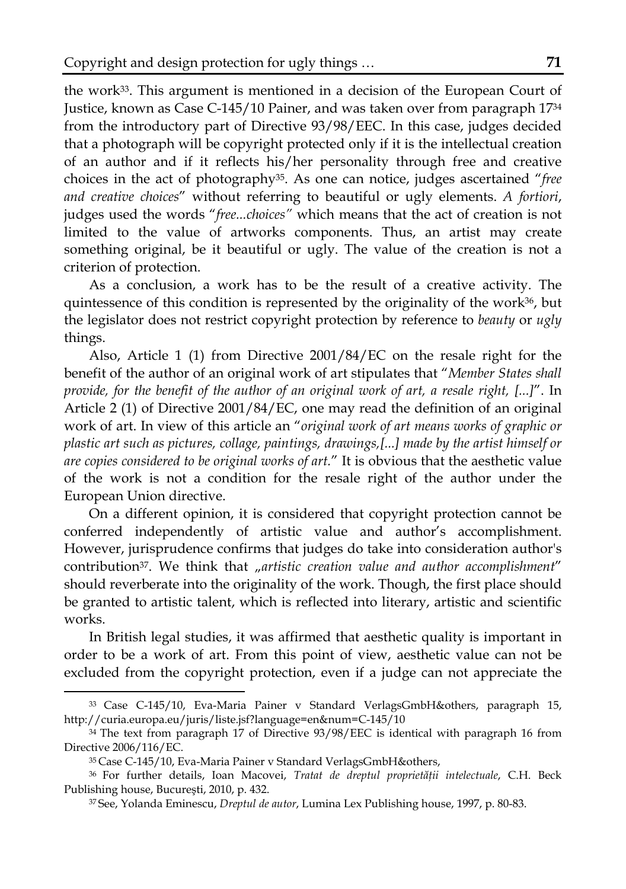the work[33]. This argument is mentioned in a decision of the European Court of Justice, known as Case C-145/10 Painer, and was taken over from paragraph 17[34] from the introductory part of Directive 93/98/EEC. In this case, judges decided that a photograph will be copyright protected only if it is the intellectual creation of an author and if it reflects his/her personality through free and creative choices in the act of photography[35]. As one can notice, judges ascertained "*free and creative choices*" without referring to beautiful or ugly elements. *A fortiori*, judges used the words "*free...choices"* which means that the act of creation is not limited to the value of artworks components. Thus, an artist may create something original, be it beautiful or ugly. The value of the creation is not a criterion of protection.

As a conclusion, a work has to be the result of a creative activity. The quintessence of this condition is represented by the originality of the work[36], but the legislator does not restrict copyright protection by reference to *beauty* or *ugly* things.

Also, Article 1 (1) from Directive 2001/84/EC on the resale right for the benefit of the author of an original work of art stipulates that "*Member States shall provide, for the benefit of the author of an original work of art, a resale right, [...]*". In Article 2 (1) of Directive 2001/84/EC, one may read the definition of an original work of art. In view of this article an "*original work of art means works of graphic or plastic art such as pictures, collage, paintings, drawings,[...] made by the artist himself or are copies considered to be original works of art.*" It is obvious that the aesthetic value of the work is not a condition for the resale right of the author under the European Union directive.

On a different opinion, it is considered that copyright protection cannot be conferred independently of artistic value and author's accomplishment. However, jurisprudence confirms that judges do take into consideration author's contribution[37]. We think that „*artistic creation value and author accomplishment*" should reverberate into the originality of the work. Though, the first place should be granted to artistic talent, which is reflected into literary, artistic and scientific works.

In British legal studies, it was affirmed that aesthetic quality is important in order to be a work of art. From this point of view, aesthetic value can not be excluded from the copyright protection, even if a judge can not appreciate the

---

[33] Case C-145/10, Eva-Maria Painer v Standard VerlagsGmbH&others, paragraph 15, http://curia.europa.eu/juris/liste.jsf?language=en&num=C-145/10

[34] The text from paragraph 17 of Directive 93/98/EEC is identical with paragraph 16 from Directive 2006/116/EC.

[35] Case C-145/10, Eva-Maria Painer v Standard VerlagsGmbH&others,

[36] For further details, Ioan Macovei, *Tratat de dreptul proprietății intelectuale*, C.H. Beck Publishing house, București, 2010, p. 432.

[37] See, Yolanda Eminescu, *Dreptul de autor*, Lumina Lex Publishing house, 1997, p. 80-83.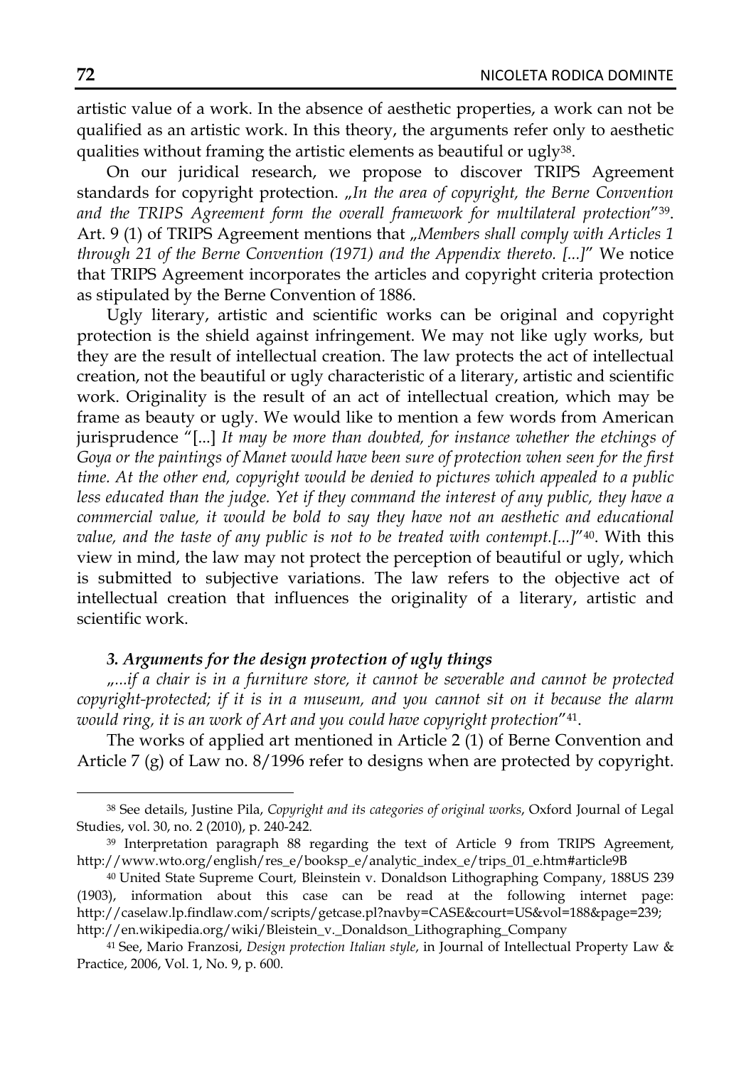artistic value of a work. In the absence of aesthetic properties, a work can not be qualified as an artistic work. In this theory, the arguments refer only to aesthetic qualities without framing the artistic elements as beautiful or ugly[38].

On our juridical research, we propose to discover TRIPS Agreement standards for copyright protection. „*In the area of copyright, the Berne Convention and the TRIPS Agreement form the overall framework for multilateral protection*"[39]. Art. 9 (1) of TRIPS Agreement mentions that „*Members shall comply with Articles 1 through 21 of the Berne Convention (1971) and the Appendix thereto. [...]*" We notice that TRIPS Agreement incorporates the articles and copyright criteria protection as stipulated by the Berne Convention of 1886.

Ugly literary, artistic and scientific works can be original and copyright protection is the shield against infringement. We may not like ugly works, but they are the result of intellectual creation. The law protects the act of intellectual creation, not the beautiful or ugly characteristic of a literary, artistic and scientific work. Originality is the result of an act of intellectual creation, which may be frame as beauty or ugly. We would like to mention a few words from American jurisprudence "[...] *It may be more than doubted, for instance whether the etchings of Goya or the paintings of Manet would have been sure of protection when seen for the first time. At the other end, copyright would be denied to pictures which appealed to a public less educated than the judge. Yet if they command the interest of any public, they have a commercial value, it would be bold to say they have not an aesthetic and educational value, and the taste of any public is not to be treated with contempt.[...]*"[40]. With this view in mind, the law may not protect the perception of beautiful or ugly, which is submitted to subjective variations. The law refers to the objective act of intellectual creation that influences the originality of a literary, artistic and scientific work.

### *3. Arguments for the design protection of ugly things*

„*...if a chair is in a furniture store, it cannot be severable and cannot be protected copyright-protected; if it is in a museum, and you cannot sit on it because the alarm would ring, it is an work of Art and you could have copyright protection*"[41].

The works of applied art mentioned in Article 2 (1) of Berne Convention and Article 7 (g) of Law no. 8/1996 refer to designs when are protected by copyright.

---

[38] See details, Justine Pila, *Copyright and its categories of original works*, Oxford Journal of Legal Studies, vol. 30, no. 2 (2010), p. 240-242.

[39] Interpretation paragraph 88 regarding the text of Article 9 from TRIPS Agreement, http://www.wto.org/english/res_e/booksp_e/analytic_index_e/trips_01_e.htm#article9B

[40] United State Supreme Court, Bleinstein v. Donaldson Lithographing Company, 188US 239 (1903), information about this case can be read at the following internet page: http://caselaw.lp.findlaw.com/scripts/getcase.pl?navby=CASE&court=US&vol=188&page=239; http://en.wikipedia.org/wiki/Bleistein_v._Donaldson_Lithographing_Company

[41] See, Mario Franzosi, *Design protection Italian style*, in Journal of Intellectual Property Law & Practice, 2006, Vol. 1, No. 9, p. 600.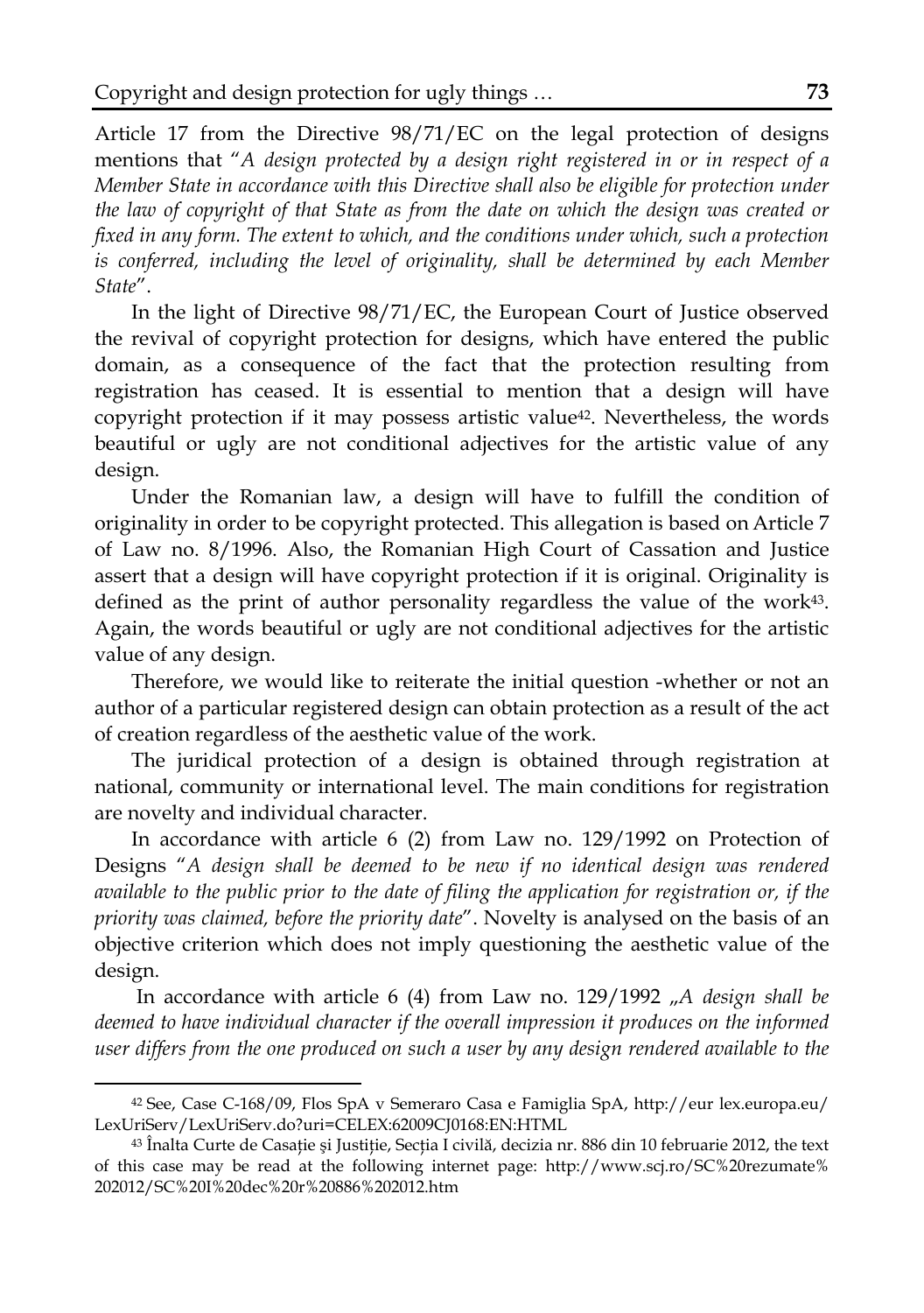Article 17 from the Directive 98/71/EC on the legal protection of designs mentions that "*A design protected by a design right registered in or in respect of a Member State in accordance with this Directive shall also be eligible for protection under the law of copyright of that State as from the date on which the design was created or fixed in any form. The extent to which, and the conditions under which, such a protection is conferred, including the level of originality, shall be determined by each Member State*".

In the light of Directive 98/71/EC, the European Court of Justice observed the revival of copyright protection for designs, which have entered the public domain, as a consequence of the fact that the protection resulting from registration has ceased. It is essential to mention that a design will have copyright protection if it may possess artistic value[42]. Nevertheless, the words beautiful or ugly are not conditional adjectives for the artistic value of any design.

Under the Romanian law, a design will have to fulfill the condition of originality in order to be copyright protected. This allegation is based on Article 7 of Law no. 8/1996. Also, the Romanian High Court of Cassation and Justice assert that a design will have copyright protection if it is original. Originality is defined as the print of author personality regardless the value of the work[43]. Again, the words beautiful or ugly are not conditional adjectives for the artistic value of any design.

Therefore, we would like to reiterate the initial question -whether or not an author of a particular registered design can obtain protection as a result of the act of creation regardless of the aesthetic value of the work.

The juridical protection of a design is obtained through registration at national, community or international level. The main conditions for registration are novelty and individual character.

In accordance with article 6 (2) from Law no. 129/1992 on Protection of Designs "*A design shall be deemed to be new if no identical design was rendered available to the public prior to the date of filing the application for registration or, if the priority was claimed, before the priority date*". Novelty is analysed on the basis of an objective criterion which does not imply questioning the aesthetic value of the design.

In accordance with article 6 (4) from Law no. 129/1992 „*A design shall be deemed to have individual character if the overall impression it produces on the informed user differs from the one produced on such a user by any design rendered available to the*

---

[42] See, Case C-168/09, Flos SpA v Semeraro Casa e Famiglia SpA, http://eur lex.europa.eu/LexUriServ/LexUriServ.do?uri=CELEX:62009CJ0168:EN:HTML

[43] Înalta Curte de Casație și Justiție, Secția I civilă, decizia nr. 886 din 10 februarie 2012, the text of this case may be read at the following internet page: http://www.scj.ro/SC%20rezumate%202012/SC%20I%20dec%20r%20886%202012.htm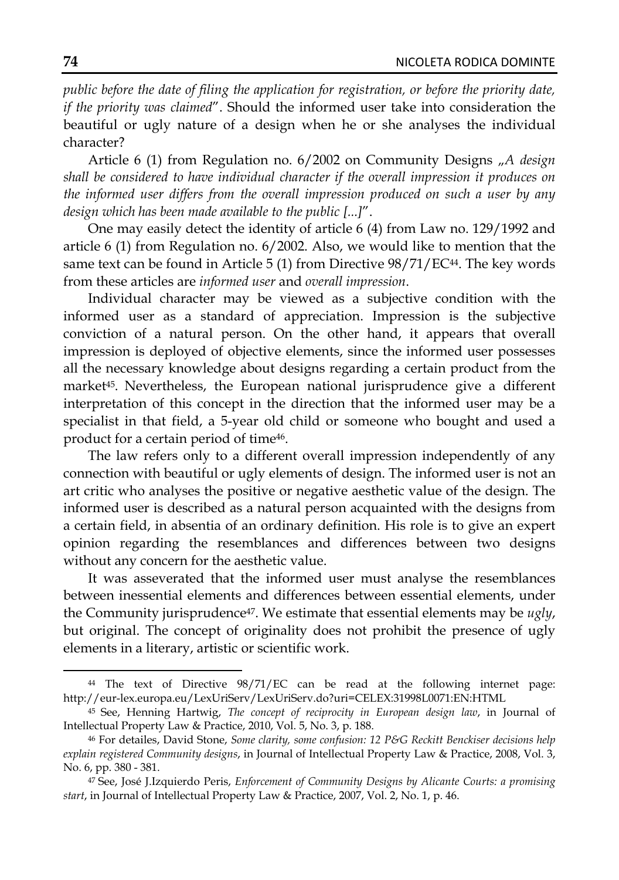*public before the date of filing the application for registration, or before the priority date, if the priority was claimed*". Should the informed user take into consideration the beautiful or ugly nature of a design when he or she analyses the individual character?

Article 6 (1) from Regulation no. 6/2002 on Community Designs „*A design shall be considered to have individual character if the overall impression it produces on the informed user differs from the overall impression produced on such a user by any design which has been made available to the public [...]*".

One may easily detect the identity of article 6 (4) from Law no. 129/1992 and article 6 (1) from Regulation no. 6/2002. Also, we would like to mention that the same text can be found in Article 5 (1) from Directive 98/71/EC[44]. The key words from these articles are *informed user* and *overall impression*.

Individual character may be viewed as a subjective condition with the informed user as a standard of appreciation. Impression is the subjective conviction of a natural person. On the other hand, it appears that overall impression is deployed of objective elements, since the informed user possesses all the necessary knowledge about designs regarding a certain product from the market[45]. Nevertheless, the European national jurisprudence give a different interpretation of this concept in the direction that the informed user may be a specialist in that field, a 5-year old child or someone who bought and used a product for a certain period of time[46].

The law refers only to a different overall impression independently of any connection with beautiful or ugly elements of design. The informed user is not an art critic who analyses the positive or negative aesthetic value of the design. The informed user is described as a natural person acquainted with the designs from a certain field, in absentia of an ordinary definition. His role is to give an expert opinion regarding the resemblances and differences between two designs without any concern for the aesthetic value.

It was asseverated that the informed user must analyse the resemblances between inessential elements and differences between essential elements, under the Community jurisprudence[47]. We estimate that essential elements may be *ugly*, but original. The concept of originality does not prohibit the presence of ugly elements in a literary, artistic or scientific work.

---

[44] The text of Directive 98/71/EC can be read at the following internet page: http://eur-lex.europa.eu/LexUriServ/LexUriServ.do?uri=CELEX:31998L0071:EN:HTML

[45] See, Henning Hartwig, *The concept of reciprocity in European design law*, in Journal of Intellectual Property Law & Practice, 2010, Vol. 5, No. 3, p. 188.

[46] For detailes, David Stone, *Some clarity, some confusion: 12 P&G Reckitt Benckiser decisions help explain registered Community designs*, in Journal of Intellectual Property Law & Practice, 2008, Vol. 3, No. 6, pp. 380 - 381.

[47] See, José J.Izquierdo Peris, *Enforcement of Community Designs by Alicante Courts: a promising start*, in Journal of Intellectual Property Law & Practice, 2007, Vol. 2, No. 1, p. 46.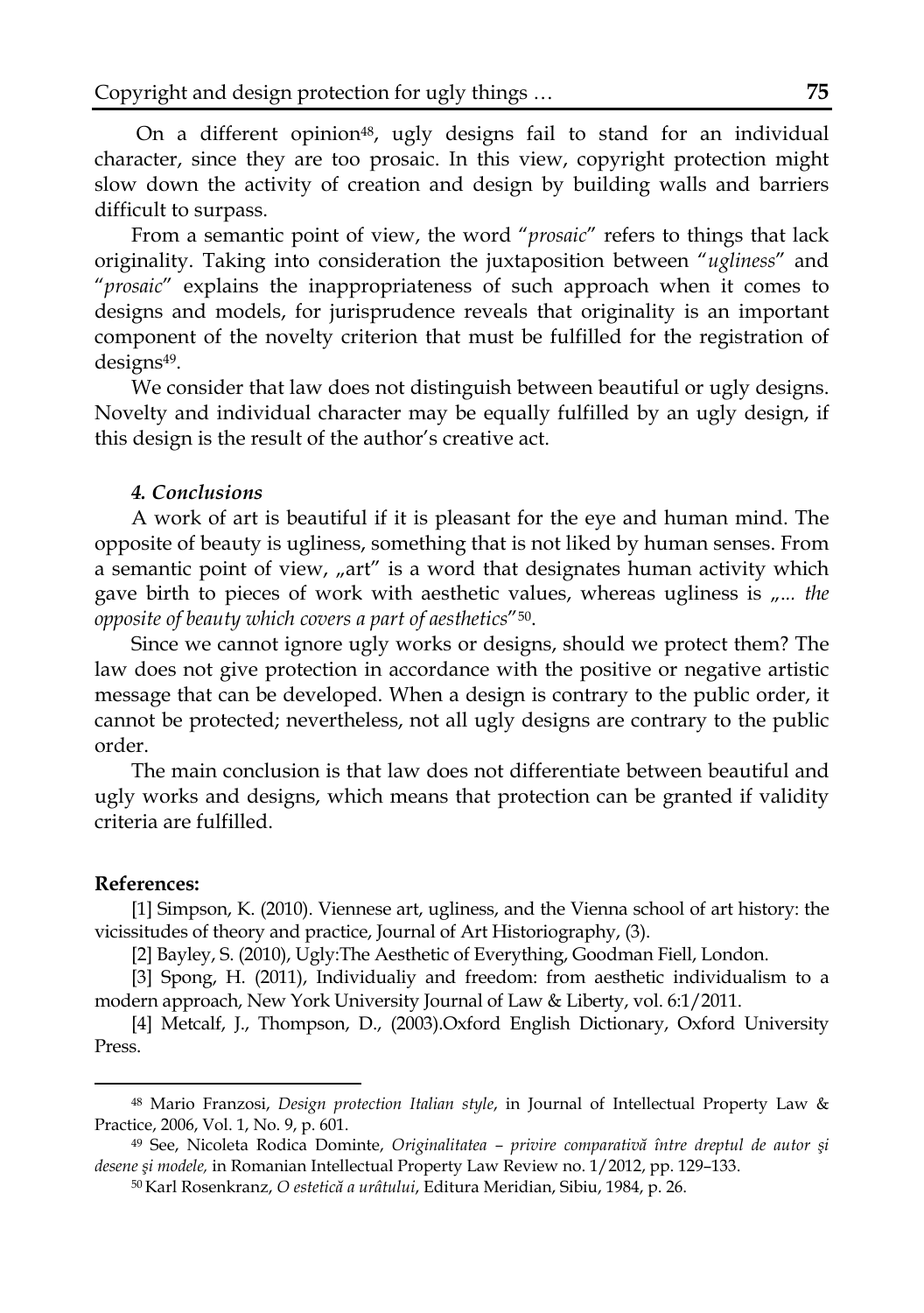On a different opinion[48], ugly designs fail to stand for an individual character, since they are too prosaic. In this view, copyright protection might slow down the activity of creation and design by building walls and barriers difficult to surpass.

From a semantic point of view, the word "*prosaic*" refers to things that lack originality. Taking into consideration the juxtaposition between "*ugliness*" and "*prosaic*" explains the inappropriateness of such approach when it comes to designs and models, for jurisprudence reveals that originality is an important component of the novelty criterion that must be fulfilled for the registration of designs[49].

We consider that law does not distinguish between beautiful or ugly designs. Novelty and individual character may be equally fulfilled by an ugly design, if this design is the result of the author's creative act.

### *4. Conclusions*

A work of art is beautiful if it is pleasant for the eye and human mind. The opposite of beauty is ugliness, something that is not liked by human senses. From a semantic point of view, „art" is a word that designates human activity which gave birth to pieces of work with aesthetic values, whereas ugliness is „*... the opposite of beauty which covers a part of aesthetics*"[50].

Since we cannot ignore ugly works or designs, should we protect them? The law does not give protection in accordance with the positive or negative artistic message that can be developed. When a design is contrary to the public order, it cannot be protected; nevertheless, not all ugly designs are contrary to the public order.

The main conclusion is that law does not differentiate between beautiful and ugly works and designs, which means that protection can be granted if validity criteria are fulfilled.

**References:**

[1] Simpson, K. (2010). Viennese art, ugliness, and the Vienna school of art history: the vicissitudes of theory and practice, Journal of Art Historiography, (3).

[2] Bayley, S. (2010), Ugly:The Aesthetic of Everything, Goodman Fiell, London.

[3] Spong, H. (2011), Individualiy and freedom: from aesthetic individualism to a modern approach, New York University Journal of Law & Liberty, vol. 6:1/2011.

[4] Metcalf, J., Thompson, D., (2003).Oxford English Dictionary, Oxford University Press.

---

[48] Mario Franzosi, *Design protection Italian style*, in Journal of Intellectual Property Law & Practice, 2006, Vol. 1, No. 9, p. 601.

[49] See, Nicoleta Rodica Dominte, *Originalitatea – privire comparativă între dreptul de autor şi desene şi modele,* in Romanian Intellectual Property Law Review no. 1/2012, pp. 129–133.

[50] Karl Rosenkranz, *O estetică a urâtului*, Editura Meridian, Sibiu, 1984, p. 26.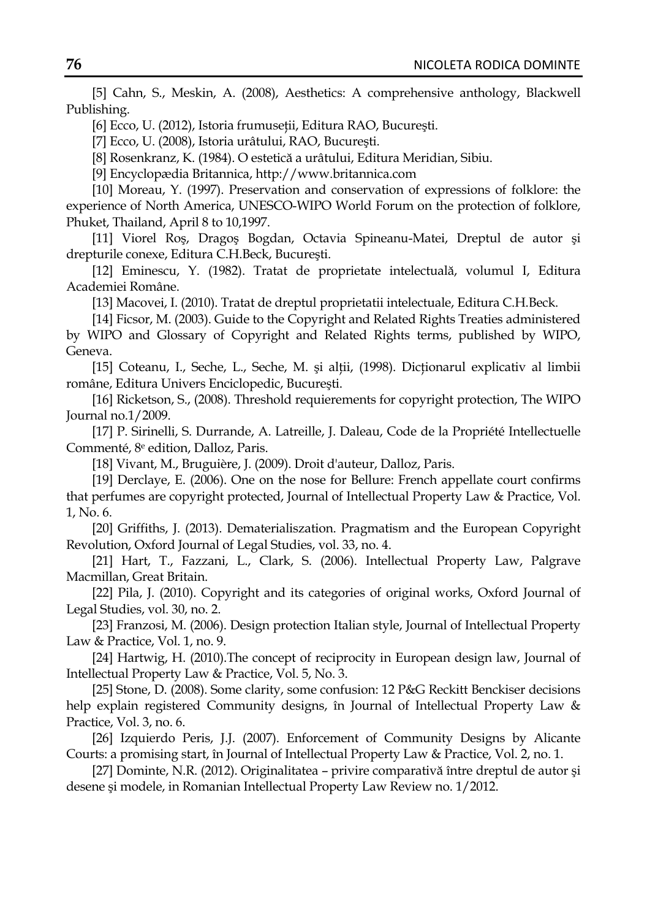[5] Cahn, S., Meskin, A. (2008), Aesthetics: A comprehensive anthology, Blackwell Publishing.

[6] Ecco, U. (2012), Istoria frumuseții, Editura RAO, Bucureşti.

[7] Ecco, U. (2008), Istoria urâtului, RAO, Bucureşti.

[8] Rosenkranz, K. (1984). O estetică a urâtului, Editura Meridian, Sibiu.

[9] Encyclopædia Britannica, http://www.britannica.com

[10] Moreau, Y. (1997). Preservation and conservation of expressions of folklore: the experience of North America, UNESCO-WIPO World Forum on the protection of folklore, Phuket, Thailand, April 8 to 10,1997.

[11] Viorel Roş, Dragoş Bogdan, Octavia Spineanu-Matei, Dreptul de autor şi drepturile conexe, Editura C.H.Beck, Bucureşti.

[12] Eminescu, Y. (1982). Tratat de proprietate intelectuală, volumul I, Editura Academiei Române.

[13] Macovei, I. (2010). Tratat de dreptul proprietatii intelectuale, Editura C.H.Beck.

[14] Ficsor, M. (2003). Guide to the Copyright and Related Rights Treaties administered by WIPO and Glossary of Copyright and Related Rights terms, published by WIPO, Geneva.

[15] Coteanu, I., Seche, L., Seche, M. şi alții, (1998). Dicționarul explicativ al limbii române, Editura Univers Enciclopedic, Bucureşti.

[16] Ricketson, S., (2008). Threshold requierements for copyright protection, The WIPO Journal no.1/2009.

[17] P. Sirinelli, S. Durrande, A. Latreille, J. Daleau, Code de la Propriété Intellectuelle Commenté, 8e edition, Dalloz, Paris.

[18] Vivant, M., Bruguière, J. (2009). Droit d'auteur, Dalloz, Paris.

[19] Derclaye, E. (2006). One on the nose for Bellure: French appellate court confirms that perfumes are copyright protected, Journal of Intellectual Property Law & Practice, Vol. 1, No. 6.

[20] Griffiths, J. (2013). Dematerialiszation. Pragmatism and the European Copyright Revolution, Oxford Journal of Legal Studies, vol. 33, no. 4.

[21] Hart, T., Fazzani, L., Clark, S. (2006). Intellectual Property Law, Palgrave Macmillan, Great Britain.

[22] Pila, J. (2010). Copyright and its categories of original works, Oxford Journal of Legal Studies, vol. 30, no. 2.

[23] Franzosi, M. (2006). Design protection Italian style, Journal of Intellectual Property Law & Practice, Vol. 1, no. 9.

[24] Hartwig, H. (2010).The concept of reciprocity in European design law, Journal of Intellectual Property Law & Practice, Vol. 5, No. 3.

[25] Stone, D. (2008). Some clarity, some confusion: 12 P&G Reckitt Benckiser decisions help explain registered Community designs, în Journal of Intellectual Property Law & Practice, Vol. 3, no. 6.

[26] Izquierdo Peris, J.J. (2007). Enforcement of Community Designs by Alicante Courts: a promising start, în Journal of Intellectual Property Law & Practice, Vol. 2, no. 1.

[27] Dominte, N.R. (2012). Originalitatea – privire comparativă între dreptul de autor şi desene şi modele, in Romanian Intellectual Property Law Review no. 1/2012.